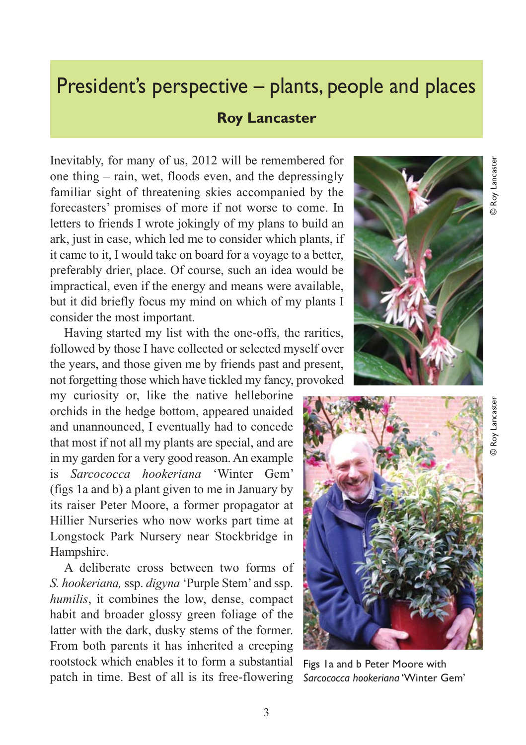# President's perspective – plants, people and places

**Roy Lancaster**

Inevitably, for many of us, 2012 will be remembered for one thing – rain, wet, floods even, and the depressingly familiar sight of threatening skies accompanied by the forecasters' promises of more if not worse to come. In letters to friends I wrote jokingly of my plans to build an ark, just in case, which led me to consider which plants, if it came to it, I would take on board for a voyage to a better, preferably drier, place. Of course, such an idea would be impractical, even if the energy and means were available, but it did briefly focus my mind on which of my plants I consider the most important.

Having started my list with the one-offs, the rarities, followed by those I have collected or selected myself over the years, and those given me by friends past and present, not forgetting those which have tickled my fancy, provoked my curiosity or, like the native helleborine orchids in the hedge bottom, appeared unaided and unannounced, I eventually had to concede that most if not all my plants are special, and are in my garden for a very good reason. An example is *Sarcococca hookeriana* 'Winter Gem' (figs 1a and b) a plant given to me in January by its raiser Peter Moore, a former propagator at Hillier Nurseries who now works part time at Longstock Park Nursery near Stockbridge in Hampshire.

A deliberate cross between two forms of *S. hookeriana,* ssp. *digyna* 'Purple Stem' and ssp. *humilis*, it combines the low, dense, compact habit and broader glossy green foliage of the latter with the dark, dusky stems of the former. From both parents it has inherited a creeping rootstock which enables it to form a substantial patch in time. Best of all is its free-flowering

© Roy Lancaster

© Roy Lancaster

Figs 1a and b Peter Moore with *Sarcococca hookeriana* 'Winter Gem'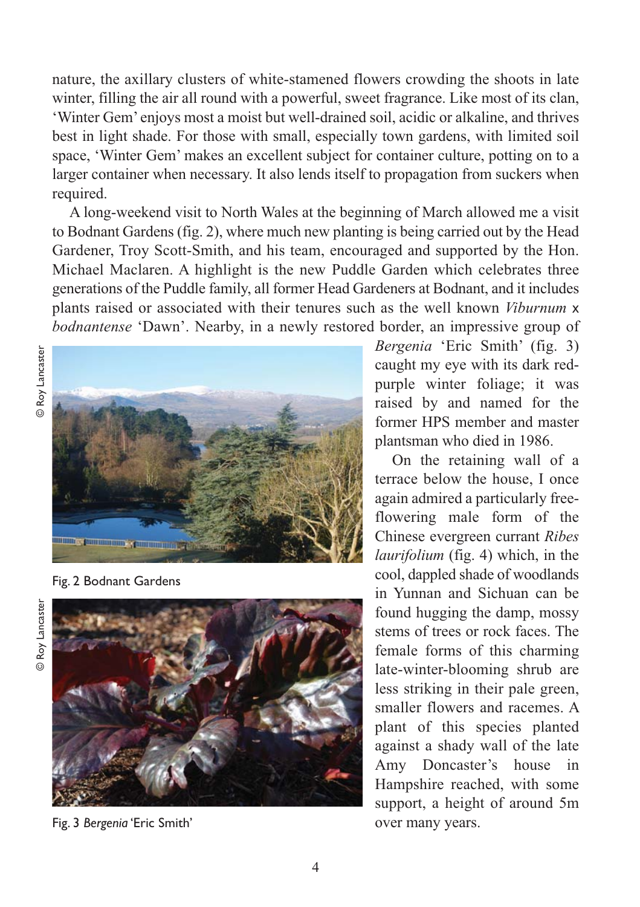nature, the axillary clusters of white-stamened flowers crowding the shoots in late winter, filling the air all round with a powerful, sweet fragrance. Like most of its clan, 'Winter Gem' enjoys most a moist but well-drained soil, acidic or alkaline, and thrives best in light shade. For those with small, especially town gardens, with limited soil space, 'Winter Gem' makes an excellent subject for container culture, potting on to a larger container when necessary. It also lends itself to propagation from suckers when required.

A long-weekend visit to North Wales at the beginning of March allowed me a visit to Bodnant Gardens (fig. 2), where much new planting is being carried out by the Head Gardener, Troy Scott-Smith, and his team, encouraged and supported by the Hon. Michael Maclaren. A highlight is the new Puddle Garden which celebrates three generations of the Puddle family, all former Head Gardeners at Bodnant, and it includes plants raised or associated with their tenures such as the well known *Viburnum* x *bodnantense* 'Dawn'. Nearby, in a newly restored border, an impressive group of *Bergenia* 'Eric Smith' (fig. 3) caught my eye with its dark red-purple winter foliage; it was raised by and named for the former HPS member and master plantsman who died in 1986.

On the retaining wall of a terrace below the house, I once again admired a particularly free-flowering male form of the Chinese evergreen currant *Ribes laurifolium* (fig. 4) which, in the cool, dappled shade of woodlands in Yunnan and Sichuan can be found hugging the damp, mossy stems of trees or rock faces. The female forms of this charming late-winter-blooming shrub are less striking in their pale green, smaller flowers and racemes. A plant of this species planted against a shady wall of the late Amy Doncaster's house in Hampshire reached, with some support, a height of around 5m over many years.

© Roy Lancaster

Fig. 2 Bodnant Gardens

© Roy Lancaster

Fig. 3 *Bergenia* 'Eric Smith'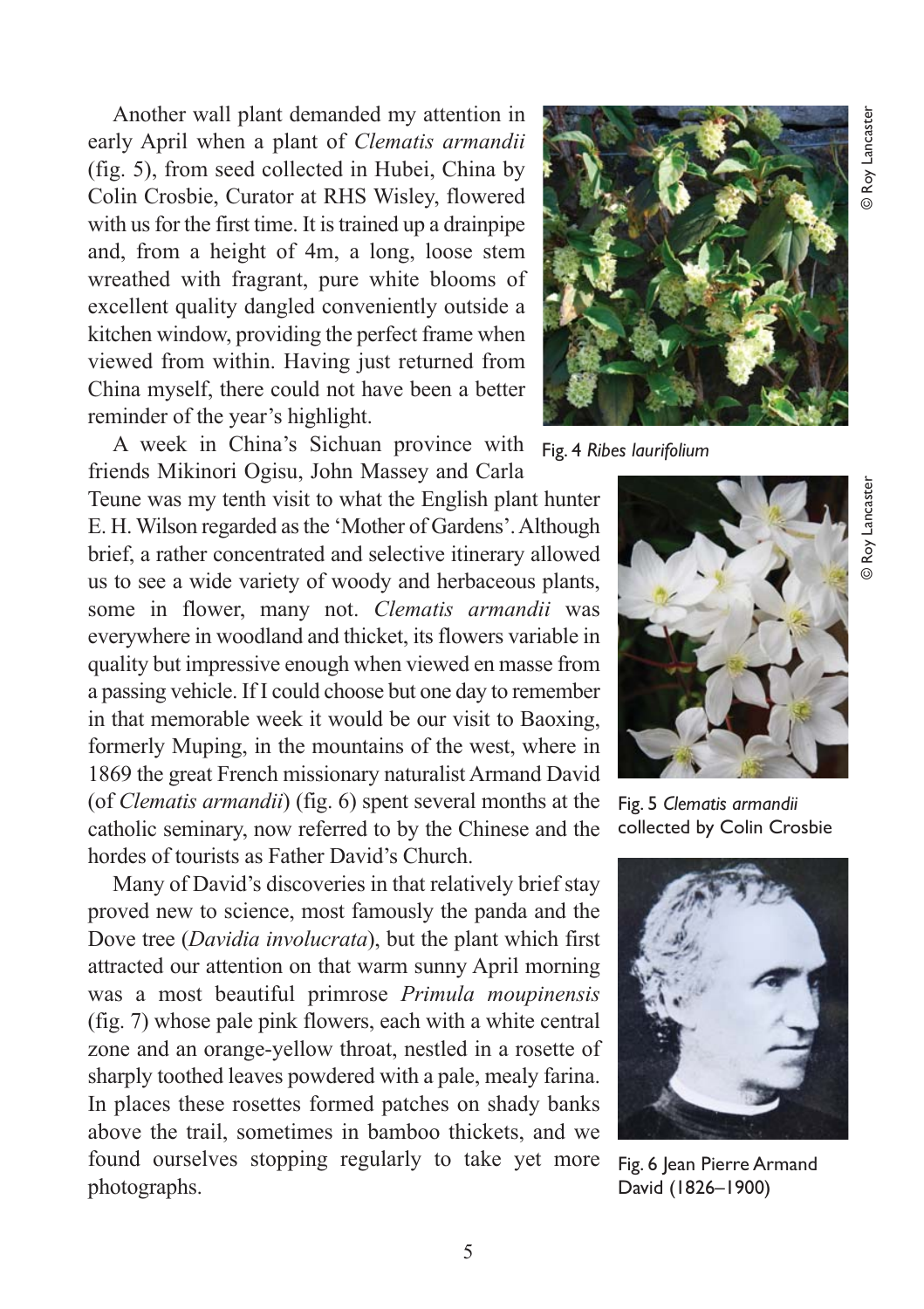Another wall plant demanded my attention in early April when a plant of *Clematis armandii* (fig. 5), from seed collected in Hubei, China by Colin Crosbie, Curator at RHS Wisley, flowered with us for the first time. It is trained up a drainpipe and, from a height of 4m, a long, loose stem wreathed with fragrant, pure white blooms of excellent quality dangled conveniently outside a kitchen window, providing the perfect frame when viewed from within. Having just returned from China myself, there could not have been a better reminder of the year's highlight.

A week in China's Sichuan province with friends Mikinori Ogisu, John Massey and Carla Teune was my tenth visit to what the English plant hunter E. H. Wilson regarded as the 'Mother of Gardens'. Although brief, a rather concentrated and selective itinerary allowed us to see a wide variety of woody and herbaceous plants, some in flower, many not. *Clematis armandii* was everywhere in woodland and thicket, its flowers variable in quality but impressive enough when viewed en masse from a passing vehicle. If I could choose but one day to remember in that memorable week it would be our visit to Baoxing, formerly Muping, in the mountains of the west, where in 1869 the great French missionary naturalist Armand David (of *Clematis armandii*) (fig. 6) spent several months at the catholic seminary, now referred to by the Chinese and the hordes of tourists as Father David's Church.

Many of David's discoveries in that relatively brief stay proved new to science, most famously the panda and the Dove tree (*Davidia involucrata*), but the plant which first attracted our attention on that warm sunny April morning was a most beautiful primrose *Primula moupinensis* (fig. 7) whose pale pink flowers, each with a white central zone and an orange-yellow throat, nestled in a rosette of sharply toothed leaves powdered with a pale, mealy farina. In places these rosettes formed patches on shady banks above the trail, sometimes in bamboo thickets, and we found ourselves stopping regularly to take yet more photographs.

© Roy Lancaster

Fig. 4 *Ribes laurifolium*

© Roy Lancaster

Fig. 5 *Clematis armandii* collected by Colin Crosbie

Fig. 6 Jean Pierre Armand David (1826–1900)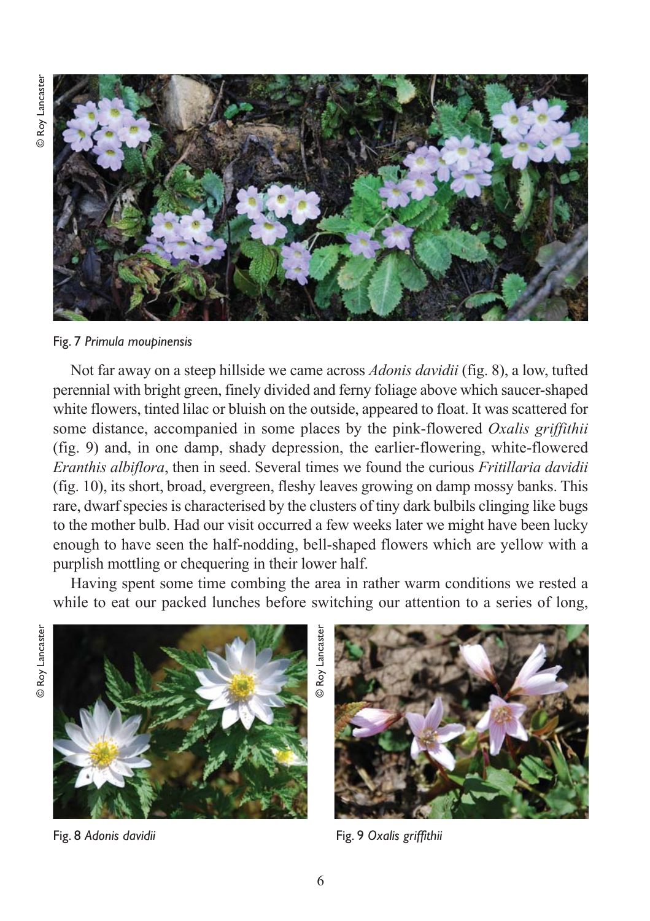Fig. 7 *Primula moupinensis*

Not far away on a steep hillside we came across *Adonis davidii* (fig. 8), a low, tufted perennial with bright green, finely divided and ferny foliage above which saucer-shaped white flowers, tinted lilac or bluish on the outside, appeared to float. It was scattered for some distance, accompanied in some places by the pink-flowered *Oxalis griffithii* (fig. 9) and, in one damp, shady depression, the earlier-flowering, white-flowered *Eranthis albiflora*, then in seed. Several times we found the curious *Fritillaria davidii* (fig. 10), its short, broad, evergreen, fleshy leaves growing on damp mossy banks. This rare, dwarf species is characterised by the clusters of tiny dark bulbils clinging like bugs to the mother bulb. Had our visit occurred a few weeks later we might have been lucky enough to have seen the half-nodding, bell-shaped flowers which are yellow with a purplish mottling or chequering in their lower half.

Having spent some time combing the area in rather warm conditions we rested a while to eat our packed lunches before switching our attention to a series of long,

Fig. 8 *Adonis davidii*

Fig. 9 *Oxalis griffithii*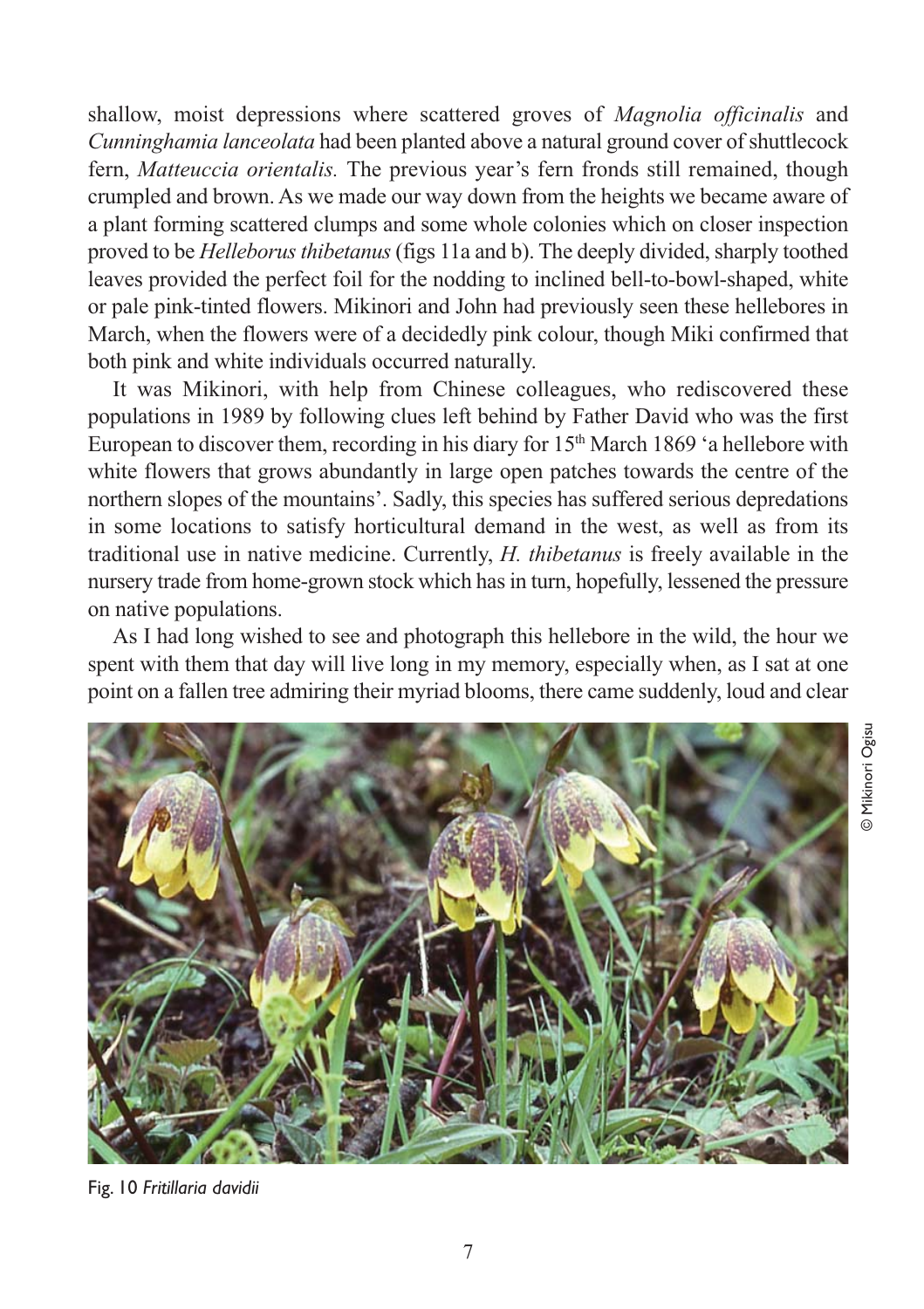shallow, moist depressions where scattered groves of *Magnolia officinalis* and *Cunninghamia lanceolata* had been planted above a natural ground cover of shuttlecock fern, *Matteuccia orientalis.* The previous year's fern fronds still remained, though crumpled and brown. As we made our way down from the heights we became aware of a plant forming scattered clumps and some whole colonies which on closer inspection proved to be *Helleborus thibetanus* (figs 11a and b). The deeply divided, sharply toothed leaves provided the perfect foil for the nodding to inclined bell-to-bowl-shaped, white or pale pink-tinted flowers. Mikinori and John had previously seen these hellebores in March, when the flowers were of a decidedly pink colour, though Miki confirmed that both pink and white individuals occurred naturally.

It was Mikinori, with help from Chinese colleagues, who rediscovered these populations in 1989 by following clues left behind by Father David who was the first European to discover them, recording in his diary for 15th March 1869 'a hellebore with white flowers that grows abundantly in large open patches towards the centre of the northern slopes of the mountains'. Sadly, this species has suffered serious depredations in some locations to satisfy horticultural demand in the west, as well as from its traditional use in native medicine. Currently, *H. thibetanus* is freely available in the nursery trade from home-grown stock which has in turn, hopefully, lessened the pressure on native populations.

As I had long wished to see and photograph this hellebore in the wild, the hour we spent with them that day will live long in my memory, especially when, as I sat at one point on a fallen tree admiring their myriad blooms, there came suddenly, loud and clear

© Mikinori Ogisu

Fig. 10 *Fritillaria davidii*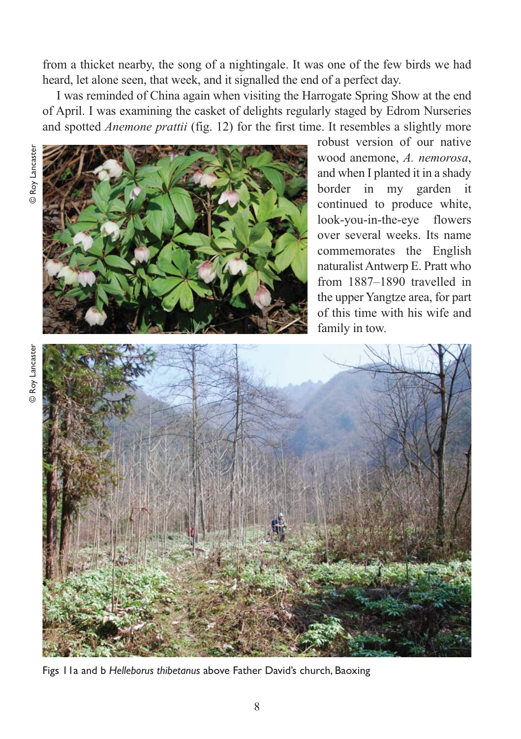from a thicket nearby, the song of a nightingale. It was one of the few birds we had heard, let alone seen, that week, and it signalled the end of a perfect day.

I was reminded of China again when visiting the Harrogate Spring Show at the end of April. I was examining the casket of delights regularly staged by Edrom Nurseries and spotted *Anemone prattii* (fig. 12) for the first time. It resembles a slightly more robust version of our native wood anemone, *A. nemorosa*, and when I planted it in a shady border in my garden it continued to produce white, look-you-in-the-eye flowers over several weeks. Its name commemorates the English naturalist Antwerp E. Pratt who from 1887–1890 travelled in the upper Yangtze area, for part of this time with his wife and family in tow.

© Roy Lancaster

© Roy Lancaster

Figs 11a and b *Helleborus thibetanus* above Father David's church, Baoxing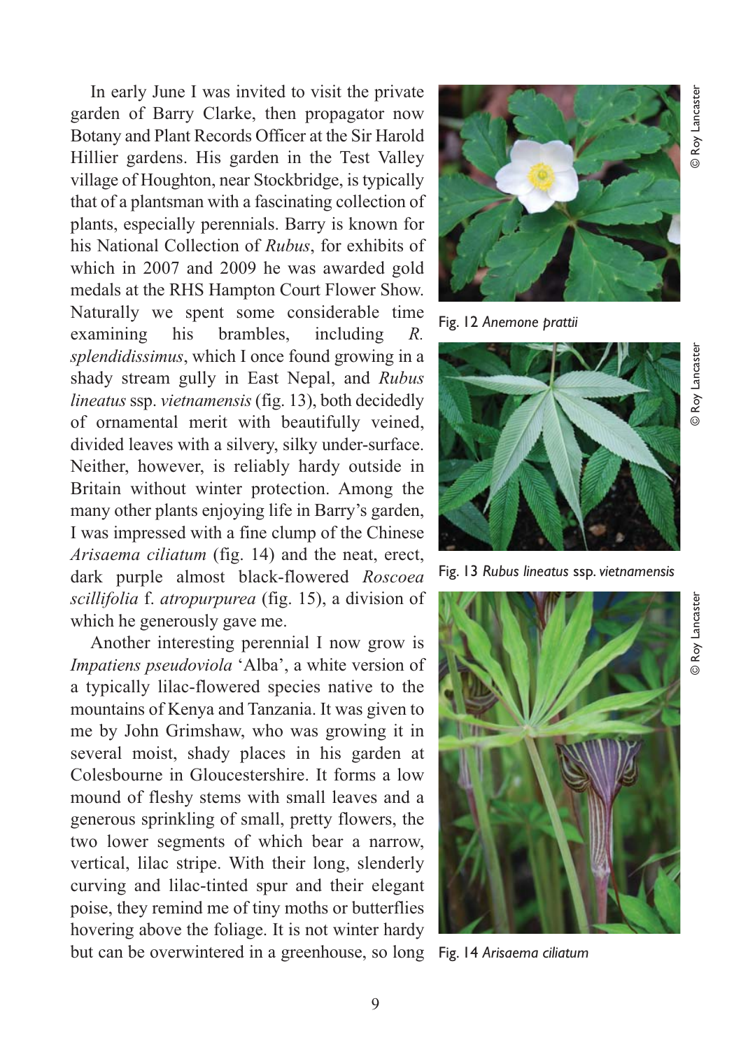In early June I was invited to visit the private garden of Barry Clarke, then propagator now Botany and Plant Records Officer at the Sir Harold Hillier gardens. His garden in the Test Valley village of Houghton, near Stockbridge, is typically that of a plantsman with a fascinating collection of plants, especially perennials. Barry is known for his National Collection of *Rubus*, for exhibits of which in 2007 and 2009 he was awarded gold medals at the RHS Hampton Court Flower Show. Naturally we spent some considerable time examining his brambles, including *R. splendidissimus*, which I once found growing in a shady stream gully in East Nepal, and *Rubus lineatus* ssp. *vietnamensis* (fig. 13), both decidedly of ornamental merit with beautifully veined, divided leaves with a silvery, silky under-surface. Neither, however, is reliably hardy outside in Britain without winter protection. Among the many other plants enjoying life in Barry's garden, I was impressed with a fine clump of the Chinese *Arisaema ciliatum* (fig. 14) and the neat, erect, dark purple almost black-flowered *Roscoea scillifolia* f. *atropurpurea* (fig. 15), a division of which he generously gave me.

Another interesting perennial I now grow is *Impatiens pseudoviola* 'Alba', a white version of a typically lilac-flowered species native to the mountains of Kenya and Tanzania. It was given to me by John Grimshaw, who was growing it in several moist, shady places in his garden at Colesbourne in Gloucestershire. It forms a low mound of fleshy stems with small leaves and a generous sprinkling of small, pretty flowers, the two lower segments of which bear a narrow, vertical, lilac stripe. With their long, slenderly curving and lilac-tinted spur and their elegant poise, they remind me of tiny moths or butterflies hovering above the foliage. It is not winter hardy but can be overwintered in a greenhouse, so long

© Roy Lancaster

Fig. 12 *Anemone prattii*

© Roy Lancaster

Fig. 13 *Rubus lineatus* ssp. *vietnamensis*

© Roy Lancaster

Fig. 14 *Arisaema ciliatum*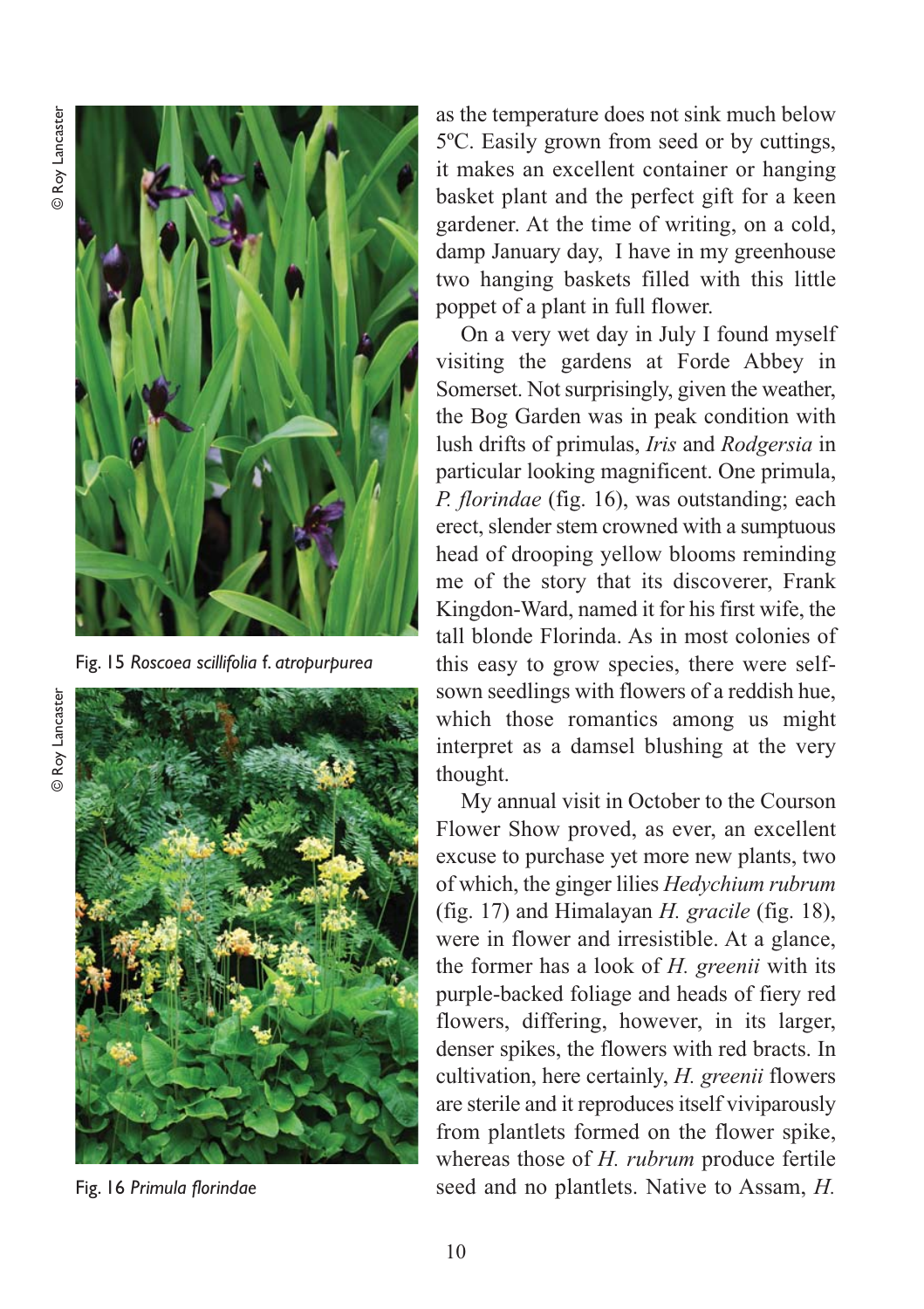Fig. 15 *Roscoea scillifolia* f. *atropurpurea*

Fig. 16 *Primula florindae*

as the temperature does not sink much below 5ºC. Easily grown from seed or by cuttings, it makes an excellent container or hanging basket plant and the perfect gift for a keen gardener. At the time of writing, on a cold, damp January day, I have in my greenhouse two hanging baskets filled with this little poppet of a plant in full flower.

On a very wet day in July I found myself visiting the gardens at Forde Abbey in Somerset. Not surprisingly, given the weather, the Bog Garden was in peak condition with lush drifts of primulas, *Iris* and *Rodgersia* in particular looking magnificent. One primula, *P. florindae* (fig. 16), was outstanding; each erect, slender stem crowned with a sumptuous head of drooping yellow blooms reminding me of the story that its discoverer, Frank Kingdon-Ward, named it for his first wife, the tall blonde Florinda. As in most colonies of this easy to grow species, there were self-sown seedlings with flowers of a reddish hue, which those romantics among us might interpret as a damsel blushing at the very thought.

My annual visit in October to the Courson Flower Show proved, as ever, an excellent excuse to purchase yet more new plants, two of which, the ginger lilies *Hedychium rubrum* (fig. 17) and Himalayan *H. gracile* (fig. 18), were in flower and irresistible. At a glance, the former has a look of *H. greenii* with its purple-backed foliage and heads of fiery red flowers, differing, however, in its larger, denser spikes, the flowers with red bracts. In cultivation, here certainly, *H. greenii* flowers are sterile and it reproduces itself viviparously from plantlets formed on the flower spike, whereas those of *H. rubrum* produce fertile seed and no plantlets. Native to Assam, *H.*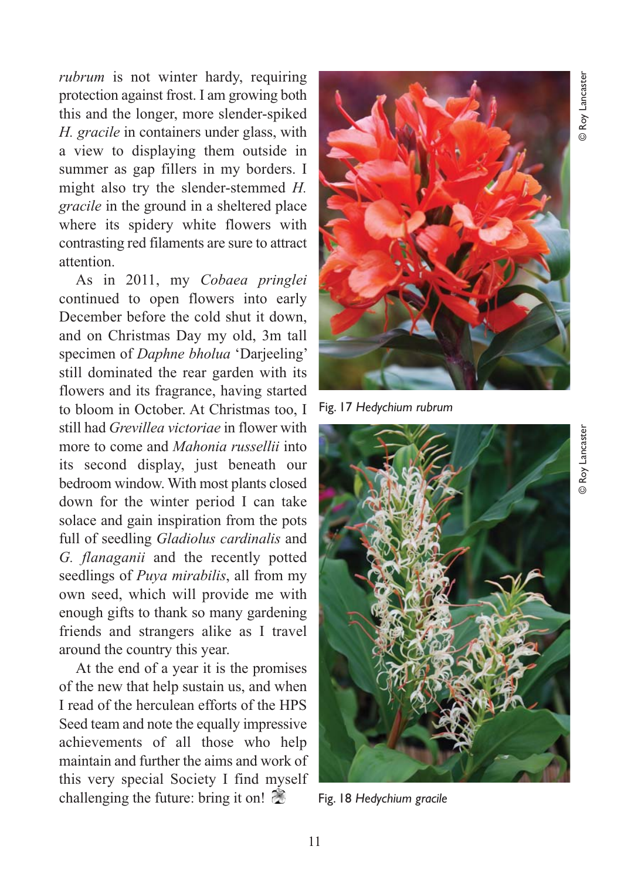*rubrum* is not winter hardy, requiring protection against frost. I am growing both this and the longer, more slender-spiked *H. gracile* in containers under glass, with a view to displaying them outside in summer as gap fillers in my borders. I might also try the slender-stemmed *H. gracile* in the ground in a sheltered place where its spidery white flowers with contrasting red filaments are sure to attract attention.

As in 2011, my *Cobaea pringlei* continued to open flowers into early December before the cold shut it down, and on Christmas Day my old, 3m tall specimen of *Daphne bholua* 'Darjeeling' still dominated the rear garden with its flowers and its fragrance, having started to bloom in October. At Christmas too, I still had *Grevillea victoriae* in flower with more to come and *Mahonia russellii* into its second display, just beneath our bedroom window. With most plants closed down for the winter period I can take solace and gain inspiration from the pots full of seedling *Gladiolus cardinalis* and *G. flanaganii* and the recently potted seedlings of *Puya mirabilis*, all from my own seed, which will provide me with enough gifts to thank so many gardening friends and strangers alike as I travel around the country this year.

At the end of a year it is the promises of the new that help sustain us, and when I read of the herculean efforts of the HPS Seed team and note the equally impressive achievements of all those who help maintain and further the aims and work of this very special Society I find myself challenging the future: bring it on!

© Roy Lancaster

Fig. 17 *Hedychium rubrum*

© Roy Lancaster

Fig. 18 *Hedychium gracile*